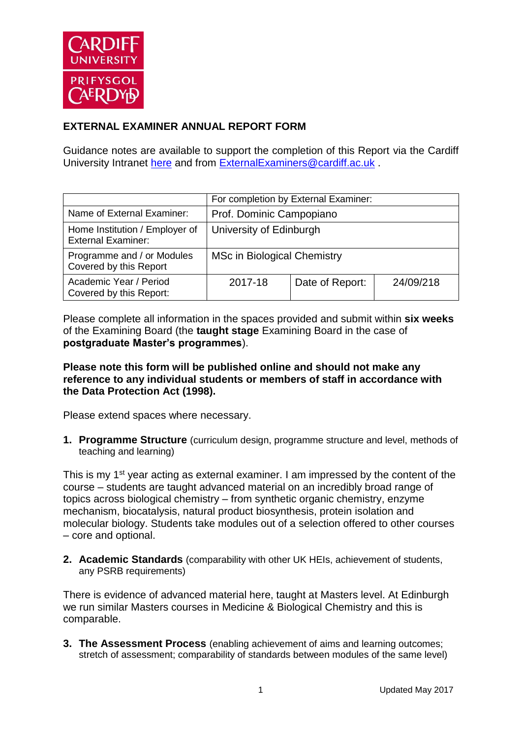CARDIFF UNIVERSITY
PRIFYSGOL CAERDYḊ

# EXTERNAL EXAMINER ANNUAL REPORT FORM

Guidance notes are available to support the completion of this Report via the Cardiff University Intranet here and from ExternalExaminers@cardiff.ac.uk .

| | For completion by External Examiner: | | |
|---|---|---|---|
| Name of External Examiner: | Prof. Dominic Campopiano | | |
| Home Institution / Employer of External Examiner: | University of Edinburgh | | |
| Programme and / or Modules Covered by this Report | MSc in Biological Chemistry | | |
| Academic Year / Period Covered by this Report: | 2017-18 | Date of Report: | 24/09/218 |

Please complete all information in the spaces provided and submit within **six weeks** of the Examining Board (the **taught stage** Examining Board in the case of **postgraduate Master's programmes**).

**Please note this form will be published online and should not make any reference to any individual students or members of staff in accordance with the Data Protection Act (1998).**

Please extend spaces where necessary.

1. **Programme Structure** (curriculum design, programme structure and level, methods of teaching and learning)

This is my 1st year acting as external examiner. I am impressed by the content of the course – students are taught advanced material on an incredibly broad range of topics across biological chemistry – from synthetic organic chemistry, enzyme mechanism, biocatalysis, natural product biosynthesis, protein isolation and molecular biology. Students take modules out of a selection offered to other courses – core and optional.

2. **Academic Standards** (comparability with other UK HEIs, achievement of students, any PSRB requirements)

There is evidence of advanced material here, taught at Masters level. At Edinburgh we run similar Masters courses in Medicine & Biological Chemistry and this is comparable.

3. **The Assessment Process** (enabling achievement of aims and learning outcomes; stretch of assessment; comparability of standards between modules of the same level)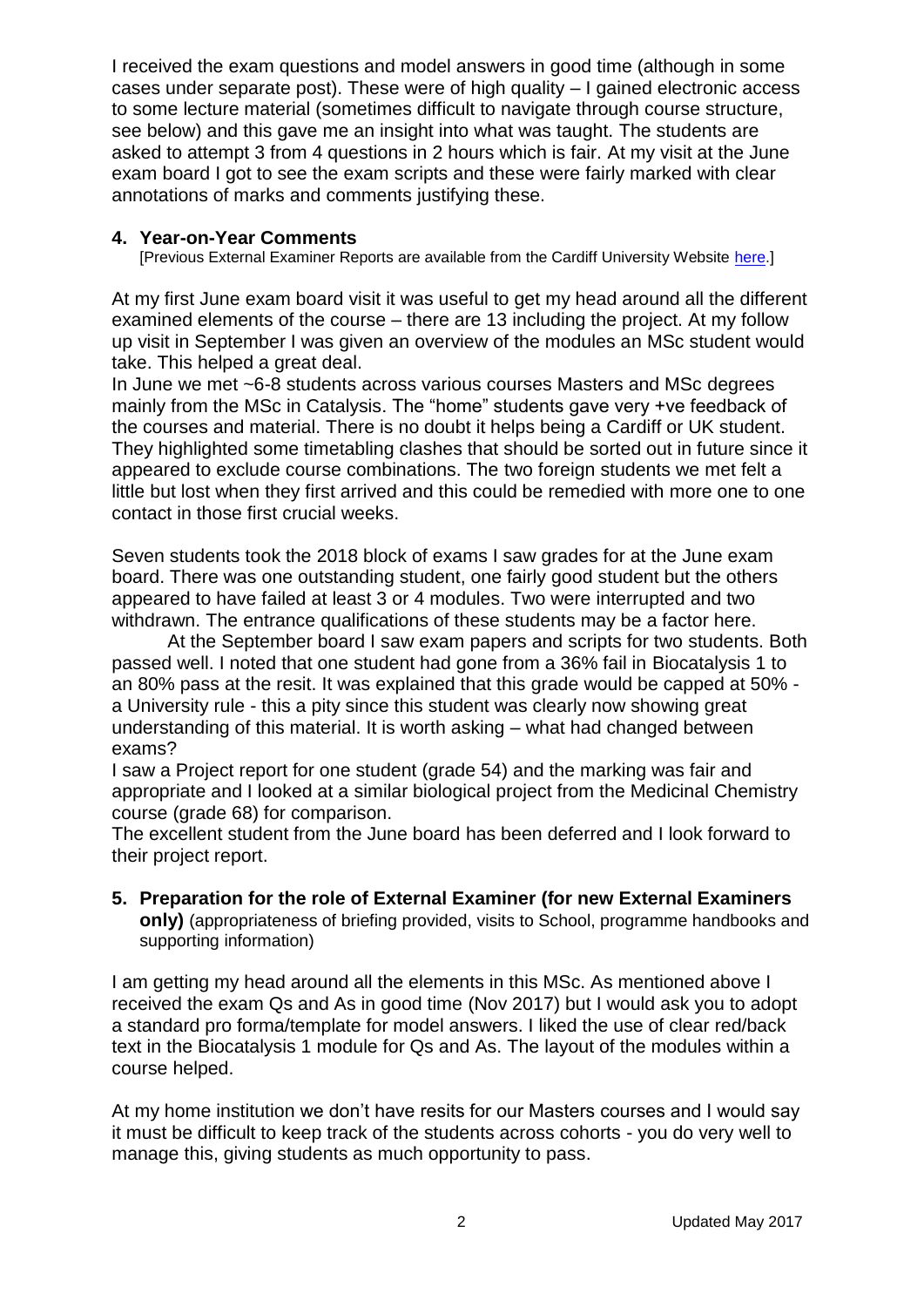I received the exam questions and model answers in good time (although in some cases under separate post). These were of high quality – I gained electronic access to some lecture material (sometimes difficult to navigate through course structure, see below) and this gave me an insight into what was taught. The students are asked to attempt 3 from 4 questions in 2 hours which is fair. At my visit at the June exam board I got to see the exam scripts and these were fairly marked with clear annotations of marks and comments justifying these.

## 4. Year-on-Year Comments

[Previous External Examiner Reports are available from the Cardiff University Website here.]

At my first June exam board visit it was useful to get my head around all the different examined elements of the course – there are 13 including the project. At my follow up visit in September I was given an overview of the modules an MSc student would take. This helped a great deal.
In June we met ~6-8 students across various courses Masters and MSc degrees mainly from the MSc in Catalysis. The "home" students gave very +ve feedback of the courses and material. There is no doubt it helps being a Cardiff or UK student. They highlighted some timetabling clashes that should be sorted out in future since it appeared to exclude course combinations. The two foreign students we met felt a little but lost when they first arrived and this could be remedied with more one to one contact in those first crucial weeks.

Seven students took the 2018 block of exams I saw grades for at the June exam board. There was one outstanding student, one fairly good student but the others appeared to have failed at least 3 or 4 modules. Two were interrupted and two withdrawn. The entrance qualifications of these students may be a factor here.

At the September board I saw exam papers and scripts for two students. Both passed well. I noted that one student had gone from a 36% fail in Biocatalysis 1 to an 80% pass at the resit. It was explained that this grade would be capped at 50% - a University rule - this a pity since this student was clearly now showing great understanding of this material. It is worth asking – what had changed between exams?
I saw a Project report for one student (grade 54) and the marking was fair and appropriate and I looked at a similar biological project from the Medicinal Chemistry course (grade 68) for comparison.
The excellent student from the June board has been deferred and I look forward to their project report.

## 5. Preparation for the role of External Examiner (for new External Examiners only)

(appropriateness of briefing provided, visits to School, programme handbooks and supporting information)

I am getting my head around all the elements in this MSc. As mentioned above I received the exam Qs and As in good time (Nov 2017) but I would ask you to adopt a standard pro forma/template for model answers. I liked the use of clear red/back text in the Biocatalysis 1 module for Qs and As. The layout of the modules within a course helped.

At my home institution we don't have resits for our Masters courses and I would say it must be difficult to keep track of the students across cohorts - you do very well to manage this, giving students as much opportunity to pass.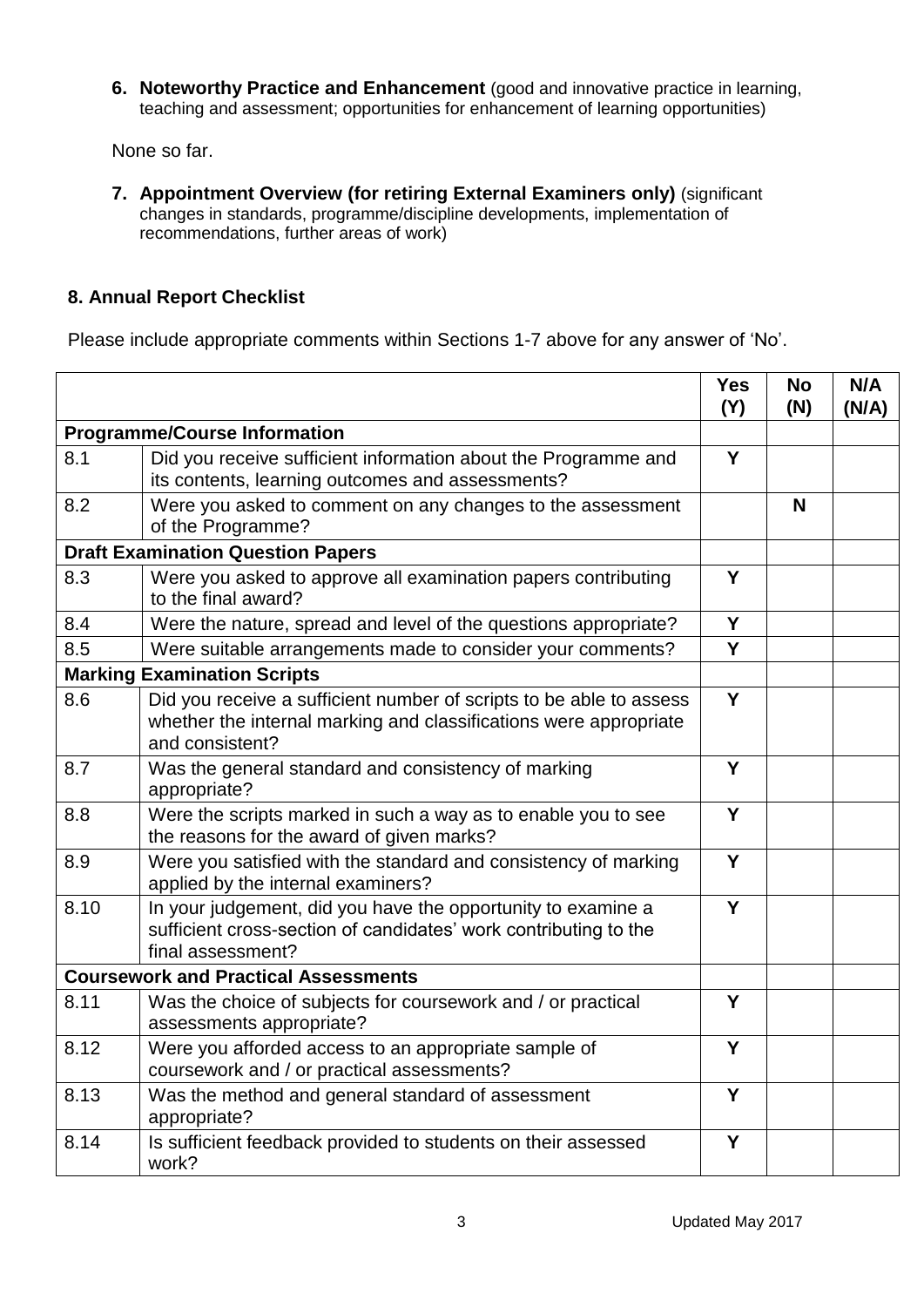6. **Noteworthy Practice and Enhancement** (good and innovative practice in learning, teaching and assessment; opportunities for enhancement of learning opportunities)

None so far.

7. **Appointment Overview (for retiring External Examiners only)** (significant changes in standards, programme/discipline developments, implementation of recommendations, further areas of work)

## 8. Annual Report Checklist

Please include appropriate comments within Sections 1-7 above for any answer of 'No'.

| | | Yes (Y) | No (N) | N/A (N/A) |
|---|---|---|---|---|
| **Programme/Course Information** | | | | |
| 8.1 | Did you receive sufficient information about the Programme and its contents, learning outcomes and assessments? | Y | | |
| 8.2 | Were you asked to comment on any changes to the assessment of the Programme? | | N | |
| **Draft Examination Question Papers** | | | | |
| 8.3 | Were you asked to approve all examination papers contributing to the final award? | Y | | |
| 8.4 | Were the nature, spread and level of the questions appropriate? | Y | | |
| 8.5 | Were suitable arrangements made to consider your comments? | Y | | |
| **Marking Examination Scripts** | | | | |
| 8.6 | Did you receive a sufficient number of scripts to be able to assess whether the internal marking and classifications were appropriate and consistent? | Y | | |
| 8.7 | Was the general standard and consistency of marking appropriate? | Y | | |
| 8.8 | Were the scripts marked in such a way as to enable you to see the reasons for the award of given marks? | Y | | |
| 8.9 | Were you satisfied with the standard and consistency of marking applied by the internal examiners? | Y | | |
| 8.10 | In your judgement, did you have the opportunity to examine a sufficient cross-section of candidates' work contributing to the final assessment? | Y | | |
| **Coursework and Practical Assessments** | | | | |
| 8.11 | Was the choice of subjects for coursework and / or practical assessments appropriate? | Y | | |
| 8.12 | Were you afforded access to an appropriate sample of coursework and / or practical assessments? | Y | | |
| 8.13 | Was the method and general standard of assessment appropriate? | Y | | |
| 8.14 | Is sufficient feedback provided to students on their assessed work? | Y | | |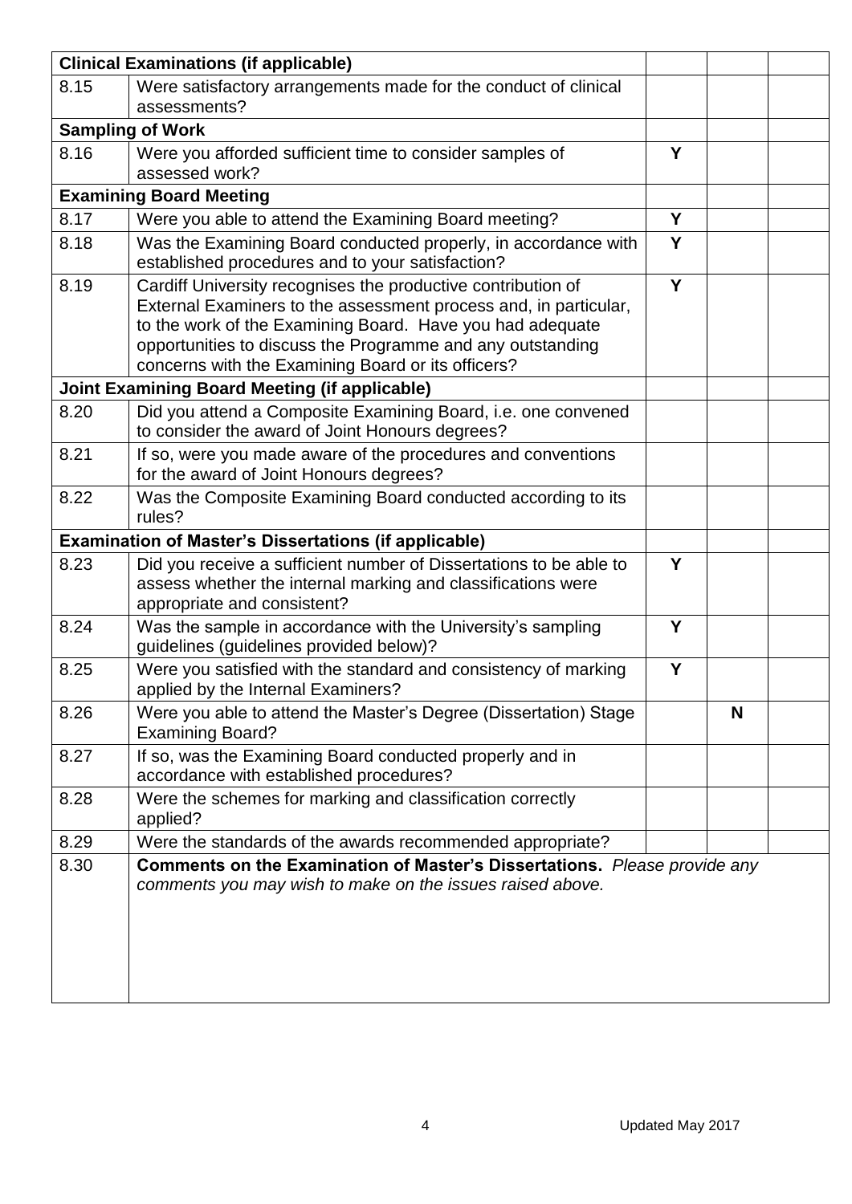| **Clinical Examinations (if applicable)** | | | | |
|---|---|---|---|---|
| 8.15 | Were satisfactory arrangements made for the conduct of clinical assessments? | | | |
| **Sampling of Work** | | | | |
| 8.16 | Were you afforded sufficient time to consider samples of assessed work? | **Y** | | |
| **Examining Board Meeting** | | | | |
| 8.17 | Were you able to attend the Examining Board meeting? | **Y** | | |
| 8.18 | Was the Examining Board conducted properly, in accordance with established procedures and to your satisfaction? | **Y** | | |
| 8.19 | Cardiff University recognises the productive contribution of External Examiners to the assessment process and, in particular, to the work of the Examining Board. Have you had adequate opportunities to discuss the Programme and any outstanding concerns with the Examining Board or its officers? | **Y** | | |
| **Joint Examining Board Meeting (if applicable)** | | | | |
| 8.20 | Did you attend a Composite Examining Board, i.e. one convened to consider the award of Joint Honours degrees? | | | |
| 8.21 | If so, were you made aware of the procedures and conventions for the award of Joint Honours degrees? | | | |
| 8.22 | Was the Composite Examining Board conducted according to its rules? | | | |
| **Examination of Master's Dissertations (if applicable)** | | | | |
| 8.23 | Did you receive a sufficient number of Dissertations to be able to assess whether the internal marking and classifications were appropriate and consistent? | **Y** | | |
| 8.24 | Was the sample in accordance with the University's sampling guidelines (guidelines provided below)? | **Y** | | |
| 8.25 | Were you satisfied with the standard and consistency of marking applied by the Internal Examiners? | **Y** | | |
| 8.26 | Were you able to attend the Master's Degree (Dissertation) Stage Examining Board? | | **N** | |
| 8.27 | If so, was the Examining Board conducted properly and in accordance with established procedures? | | | |
| 8.28 | Were the schemes for marking and classification correctly applied? | | | |
| 8.29 | Were the standards of the awards recommended appropriate? | | | |
| 8.30 | **Comments on the Examination of Master's Dissertations.** *Please provide any comments you may wish to make on the issues raised above.* | | | |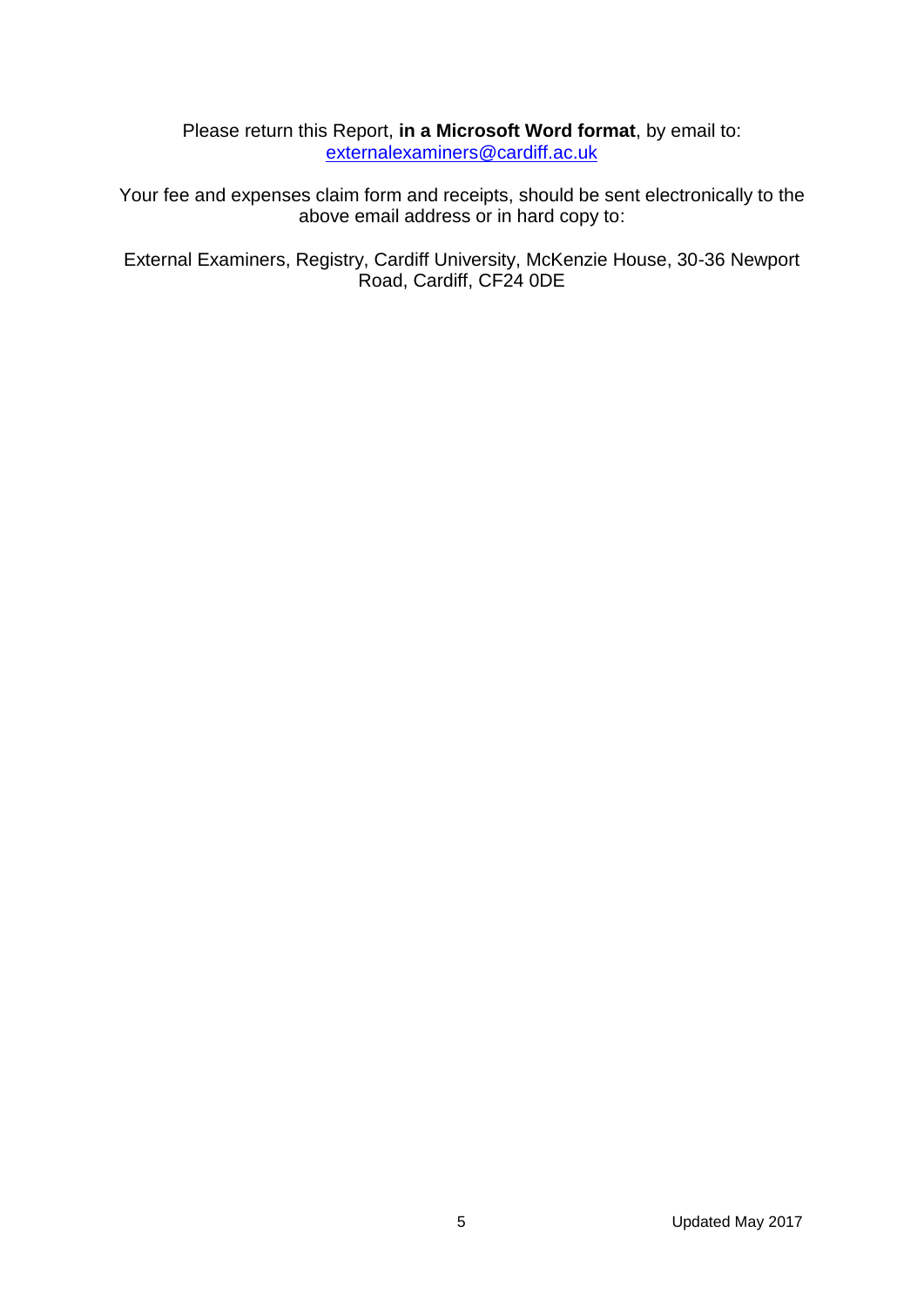Please return this Report, **in a Microsoft Word format**, by email to: [externalexaminers@cardiff.ac.uk](mailto:externalexaminers@cardiff.ac.uk)

Your fee and expenses claim form and receipts, should be sent electronically to the above email address or in hard copy to:

External Examiners, Registry, Cardiff University, McKenzie House, 30-36 Newport Road, Cardiff, CF24 0DE